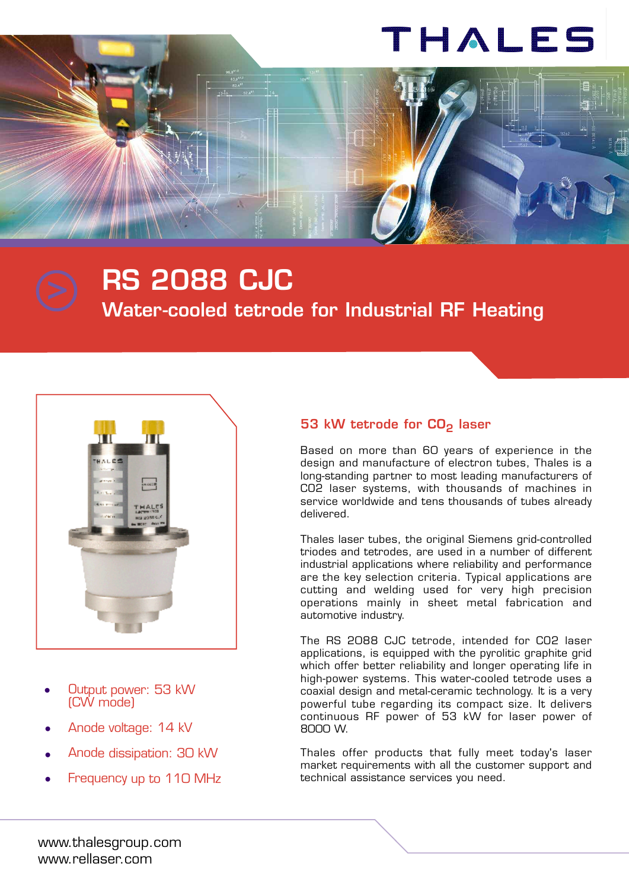THALES

# RS 2088 CJC

## Water-cooled tetrode for Industrial RF Heating

- Output power: 53 kW (CW mode)
- Anode voltage: 14 kV
- Anode dissipation: 30 kW
- Frequency up to 110 MHz

### 53 kW tetrode for $CO_2$ laser

Based on more than 60 years of experience in the design and manufacture of electron tubes, Thales is a long-standing partner to most leading manufacturers of CO2 laser systems, with thousands of machines in service worldwide and tens thousands of tubes already delivered.

Thales laser tubes, the original Siemens grid-controlled triodes and tetrodes, are used in a number of different industrial applications where reliability and performance are the key selection criteria. Typical applications are cutting and welding used for very high precision operations mainly in sheet metal fabrication and automotive industry.

The RS 2088 CJC tetrode, intended for CO2 laser applications, is equipped with the pyrolitic graphite grid which offer better reliability and longer operating life in high-power systems. This water-cooled tetrode uses a coaxial design and metal-ceramic technology. It is a very powerful tube regarding its compact size. It delivers continuous RF power of 53 kW for laser power of 8000 W.

Thales offer products that fully meet today's laser market requirements with all the customer support and technical assistance services you need.

www.thalesgroup.com
www.rellaser.com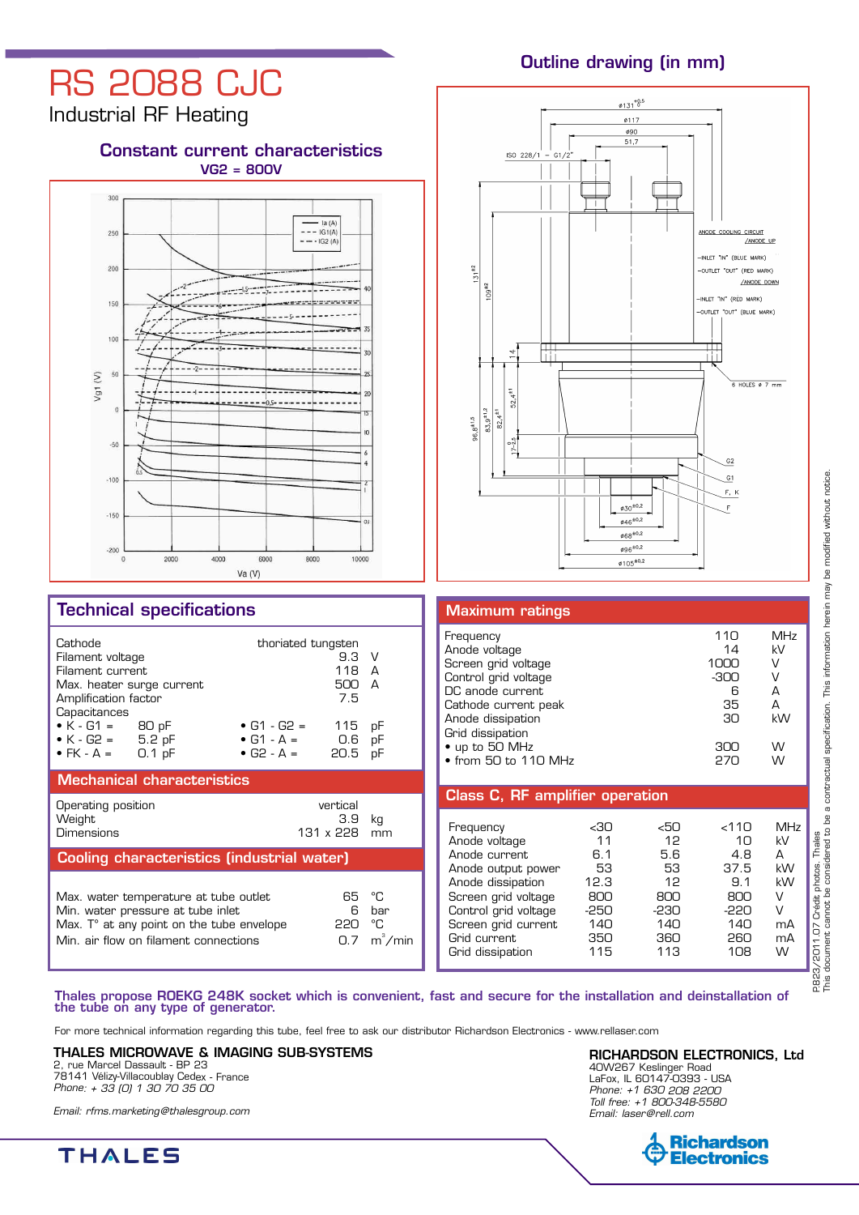# RS 2088 CJC

Industrial RF Heating

## Constant current characteristics

VG2 = 800V

Ia (A)
IG1(A)
IG2 (A)

Vg1 (V)

Va (V)

300
250
200
150
100
50
0
-50
-100
-150
-200

0
2000
4000
6000
8000
10000

40
35
30
25
20
15
10
6
4
2
1
0.1

-2
-1.5
-1
-0.5
-5
0.3

## Outline drawing (in mm)

ø131 +0.5 0
ø117
ø90
51,7
ISO 228/1 – G1/2"
ANODE COOLING CIRCUIT
/ANODE UP
–INLET "IN" (BLUE MARK)
–OUTLET "OUT" (RED MARK)
/ANODE DOWN
–INLET "IN" (RED MARK)
–OUTLET "OUT" (BLUE MARK)
131±2
109±2
14
6 HOLES ø 7 mm
52,4±1
82,4±1
83,9±1,2
96,8±1,5
9
7–2,5
G2
G1
F, K
F
ø30±0.2
ø46±0.2
ø68±0.2
ø96±0.2
ø105±0.2

## Technical specifications

| | | | | | |
|---|---|---|---|---|---|
| Cathode | | | | thoriated tungsten | |
| Filament voltage | | | | 9.3 | V |
| Filament current | | | | 118 | A |
| Max. heater surge current | | | | 500 | A |
| Amplification factor | | | | 7.5 | |
| Capacitances | | | | | |
| • K - G1 = | 80 pF | | • G1 - G2 = | 115 | pF |
| • K - G2 = | 5.2 pF | | • G1 - A = | 0.6 | pF |
| • FK - A = | 0.1 pF | | • G2 - A = | 20.5 | pF |

## Mechanical characteristics

| | | |
|---|---|---|
| Operating position | vertical | |
| Weight | 3.9 | kg |
| Dimensions | 131 x 228 | mm |

## Cooling characteristics (industrial water)

| | | |
|---|---|---|
| Max. water temperature at tube outlet | 65 | °C |
| Min. water pressure at tube inlet | 6 | bar |
| Max. T° at any point on the tube envelope | 220 | °C |
| Min. air flow on filament connections | 0.7 | $m^3$/min |

## Maximum ratings

| | | |
|---|---|---|
| Frequency | 110 | MHz |
| Anode voltage | 14 | kV |
| Screen grid voltage | 1000 | V |
| Control grid voltage | -300 | V |
| DC anode current | 6 | A |
| Cathode current peak | 35 | A |
| Anode dissipation | 30 | kW |
| Grid dissipation | | |
| • up to 50 MHz | 300 | W |
| • from 50 to 110 MHz | 270 | W |

## Class C, RF amplifier operation

| | | | | |
|---|---|---|---|---|
| Frequency | <30 | <50 | <110 | MHz |
| Anode voltage | 11 | 12 | 10 | kV |
| Anode current | 6.1 | 5.6 | 4.8 | A |
| Anode output power | 53 | 53 | 37.5 | kW |
| Anode dissipation | 12.3 | 12 | 9.1 | kW |
| Screen grid voltage | 800 | 800 | 800 | V |
| Control grid voltage | -250 | -230 | -220 | V |
| Screen grid current | 140 | 140 | 140 | mA |
| Grid current | 350 | 360 | 260 | mA |
| Grid dissipation | 115 | 113 | 108 | W |

**Thales propose ROEKG 248K socket which is convenient, fast and secure for the installation and deinstallation of the tube on any type of generator.**

For more technical information regarding this tube, feel free to ask our distributor Richardson Electronics - www.rellaser.com

**THALES MICROWAVE & IMAGING SUB-SYSTEMS**
2, rue Marcel Dassault - BP 23
78141 Vélizy-Villacoublay Cedex - France
*Phone: + 33 (0) 1 30 70 35 00*

*Email: rfms.marketing@thalesgroup.com*

**RICHARDSON ELECTRONICS, Ltd**
40W267 Keslinger Road
LaFox, IL 60147-0393 - USA
*Phone: +1 630 208 2200*
*Toll free: +1 800-348-5580*
*Email: laser@rell.com*

THALES

Richardson Electronics

P823/2011.07 Crédit photos: Thales
This document cannot be considered to be a contractual specification. This information herein may be modified without notice.